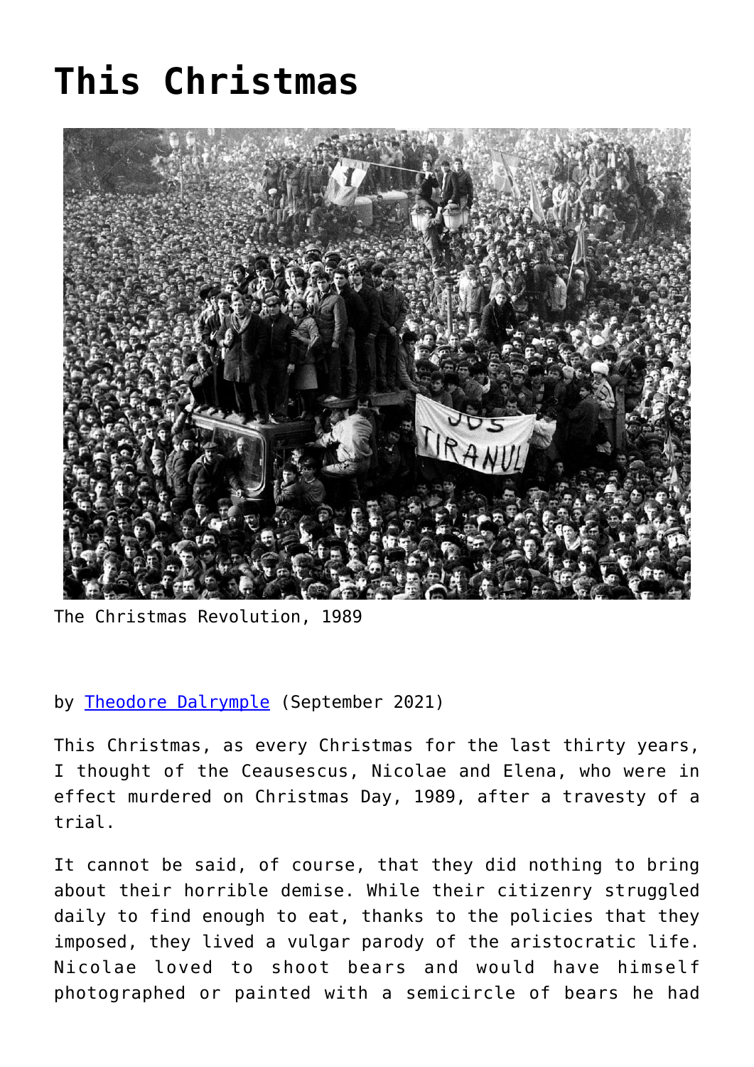# This Christmas

The Christmas Revolution, 1989

by [Theodore Dalrymple](#) (September 2021)

This Christmas, as every Christmas for the last thirty years, I thought of the Ceausescus, Nicolae and Elena, who were in effect murdered on Christmas Day, 1989, after a travesty of a trial.

It cannot be said, of course, that they did nothing to bring about their horrible demise. While their citizenry struggled daily to find enough to eat, thanks to the policies that they imposed, they lived a vulgar parody of the aristocratic life. Nicolae loved to shoot bears and would have himself photographed or painted with a semicircle of bears he had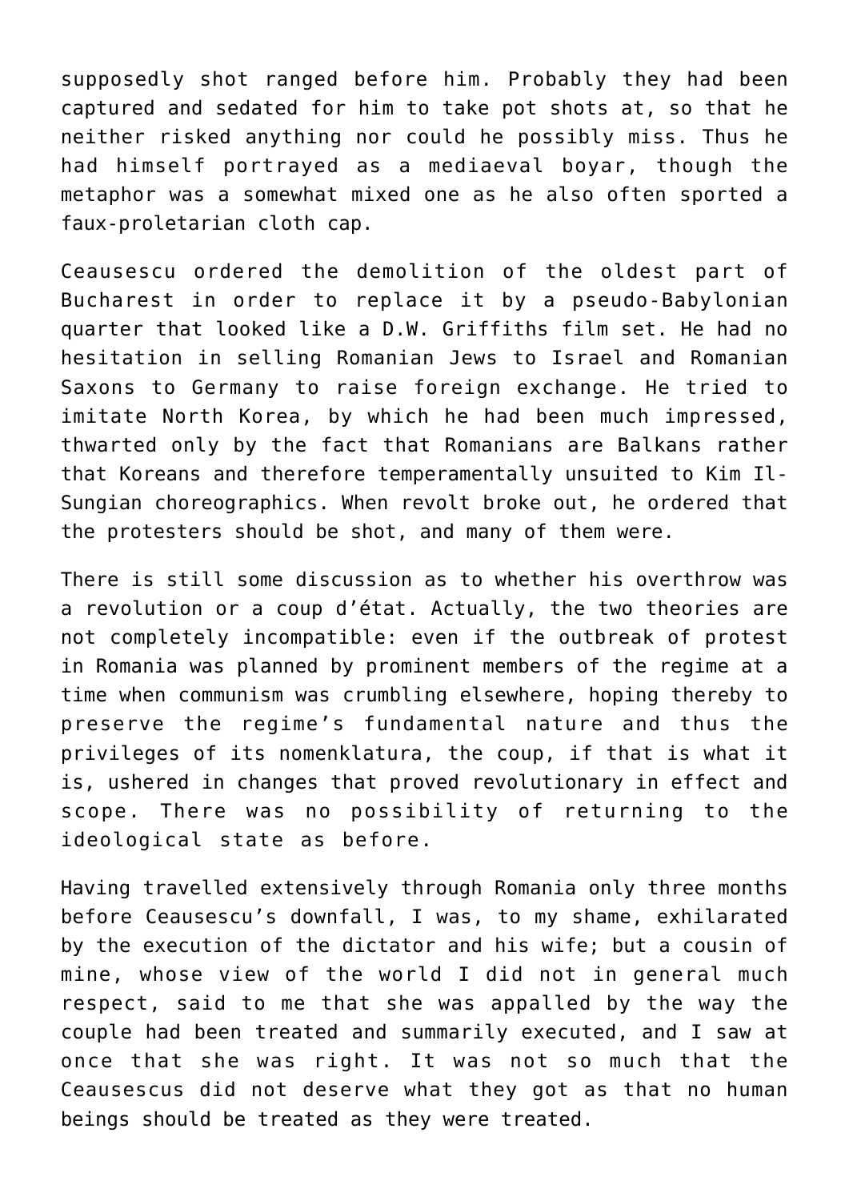supposedly shot ranged before him. Probably they had been captured and sedated for him to take pot shots at, so that he neither risked anything nor could he possibly miss. Thus he had himself portrayed as a mediaeval boyar, though the metaphor was a somewhat mixed one as he also often sported a faux-proletarian cloth cap.

Ceausescu ordered the demolition of the oldest part of Bucharest in order to replace it by a pseudo-Babylonian quarter that looked like a D.W. Griffiths film set. He had no hesitation in selling Romanian Jews to Israel and Romanian Saxons to Germany to raise foreign exchange. He tried to imitate North Korea, by which he had been much impressed, thwarted only by the fact that Romanians are Balkans rather that Koreans and therefore temperamentally unsuited to Kim Il-Sungian choreographics. When revolt broke out, he ordered that the protesters should be shot, and many of them were.

There is still some discussion as to whether his overthrow was a revolution or a coup d'état. Actually, the two theories are not completely incompatible: even if the outbreak of protest in Romania was planned by prominent members of the regime at a time when communism was crumbling elsewhere, hoping thereby to preserve the regime's fundamental nature and thus the privileges of its nomenklatura, the coup, if that is what it is, ushered in changes that proved revolutionary in effect and scope. There was no possibility of returning to the ideological state as before.

Having travelled extensively through Romania only three months before Ceausescu's downfall, I was, to my shame, exhilarated by the execution of the dictator and his wife; but a cousin of mine, whose view of the world I did not in general much respect, said to me that she was appalled by the way the couple had been treated and summarily executed, and I saw at once that she was right. It was not so much that the Ceausescus did not deserve what they got as that no human beings should be treated as they were treated.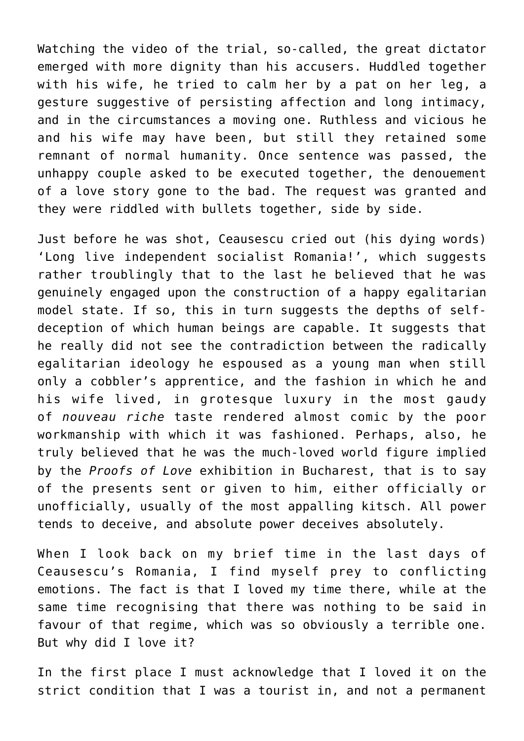Watching the video of the trial, so-called, the great dictator emerged with more dignity than his accusers. Huddled together with his wife, he tried to calm her by a pat on her leg, a gesture suggestive of persisting affection and long intimacy, and in the circumstances a moving one. Ruthless and vicious he and his wife may have been, but still they retained some remnant of normal humanity. Once sentence was passed, the unhappy couple asked to be executed together, the denouement of a love story gone to the bad. The request was granted and they were riddled with bullets together, side by side.

Just before he was shot, Ceausescu cried out (his dying words) 'Long live independent socialist Romania!', which suggests rather troublingly that to the last he believed that he was genuinely engaged upon the construction of a happy egalitarian model state. If so, this in turn suggests the depths of self-deception of which human beings are capable. It suggests that he really did not see the contradiction between the radically egalitarian ideology he espoused as a young man when still only a cobbler's apprentice, and the fashion in which he and his wife lived, in grotesque luxury in the most gaudy of *nouveau riche* taste rendered almost comic by the poor workmanship with which it was fashioned. Perhaps, also, he truly believed that he was the much-loved world figure implied by the *Proofs of Love* exhibition in Bucharest, that is to say of the presents sent or given to him, either officially or unofficially, usually of the most appalling kitsch. All power tends to deceive, and absolute power deceives absolutely.

When I look back on my brief time in the last days of Ceausescu's Romania, I find myself prey to conflicting emotions. The fact is that I loved my time there, while at the same time recognising that there was nothing to be said in favour of that regime, which was so obviously a terrible one. But why did I love it?

In the first place I must acknowledge that I loved it on the strict condition that I was a tourist in, and not a permanent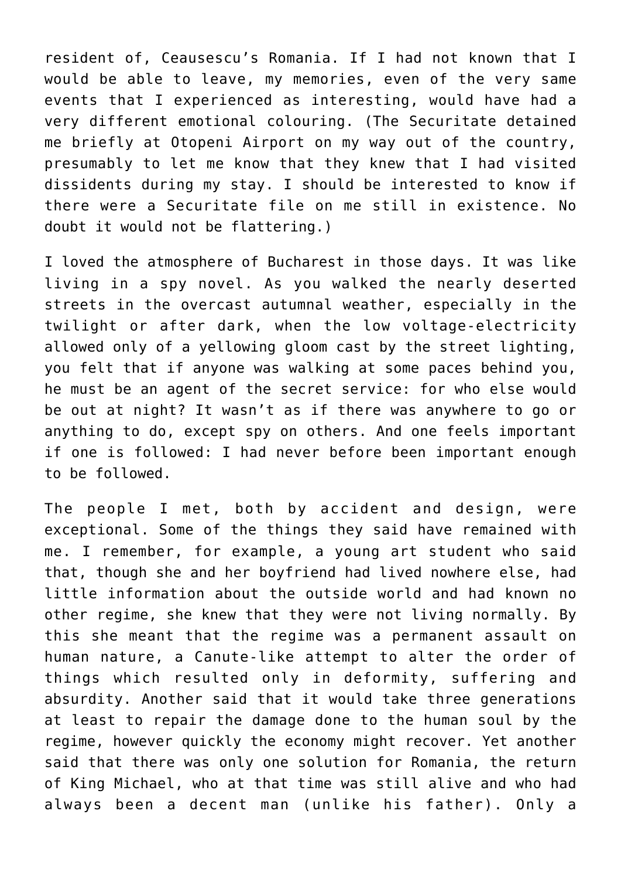resident of, Ceausescu's Romania. If I had not known that I would be able to leave, my memories, even of the very same events that I experienced as interesting, would have had a very different emotional colouring. (The Securitate detained me briefly at Otopeni Airport on my way out of the country, presumably to let me know that they knew that I had visited dissidents during my stay. I should be interested to know if there were a Securitate file on me still in existence. No doubt it would not be flattering.)

I loved the atmosphere of Bucharest in those days. It was like living in a spy novel. As you walked the nearly deserted streets in the overcast autumnal weather, especially in the twilight or after dark, when the low voltage-electricity allowed only of a yellowing gloom cast by the street lighting, you felt that if anyone was walking at some paces behind you, he must be an agent of the secret service: for who else would be out at night? It wasn't as if there was anywhere to go or anything to do, except spy on others. And one feels important if one is followed: I had never before been important enough to be followed.

The people I met, both by accident and design, were exceptional. Some of the things they said have remained with me. I remember, for example, a young art student who said that, though she and her boyfriend had lived nowhere else, had little information about the outside world and had known no other regime, she knew that they were not living normally. By this she meant that the regime was a permanent assault on human nature, a Canute-like attempt to alter the order of things which resulted only in deformity, suffering and absurdity. Another said that it would take three generations at least to repair the damage done to the human soul by the regime, however quickly the economy might recover. Yet another said that there was only one solution for Romania, the return of King Michael, who at that time was still alive and who had always been a decent man (unlike his father). Only a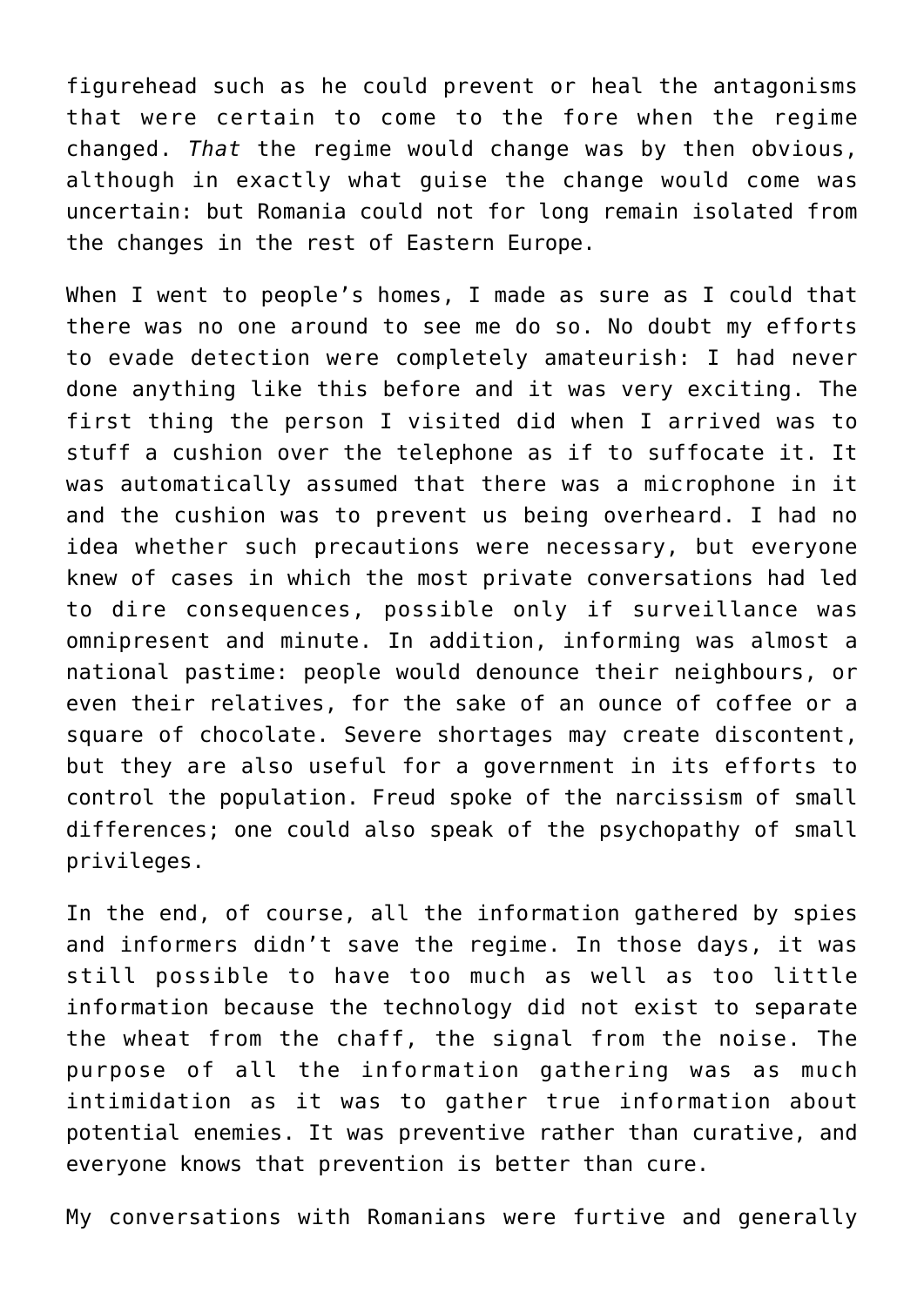figurehead such as he could prevent or heal the antagonisms that were certain to come to the fore when the regime changed. *That* the regime would change was by then obvious, although in exactly what guise the change would come was uncertain: but Romania could not for long remain isolated from the changes in the rest of Eastern Europe.

When I went to people's homes, I made as sure as I could that there was no one around to see me do so. No doubt my efforts to evade detection were completely amateurish: I had never done anything like this before and it was very exciting. The first thing the person I visited did when I arrived was to stuff a cushion over the telephone as if to suffocate it. It was automatically assumed that there was a microphone in it and the cushion was to prevent us being overheard. I had no idea whether such precautions were necessary, but everyone knew of cases in which the most private conversations had led to dire consequences, possible only if surveillance was omnipresent and minute. In addition, informing was almost a national pastime: people would denounce their neighbours, or even their relatives, for the sake of an ounce of coffee or a square of chocolate. Severe shortages may create discontent, but they are also useful for a government in its efforts to control the population. Freud spoke of the narcissism of small differences; one could also speak of the psychopathy of small privileges.

In the end, of course, all the information gathered by spies and informers didn't save the regime. In those days, it was still possible to have too much as well as too little information because the technology did not exist to separate the wheat from the chaff, the signal from the noise. The purpose of all the information gathering was as much intimidation as it was to gather true information about potential enemies. It was preventive rather than curative, and everyone knows that prevention is better than cure.

My conversations with Romanians were furtive and generally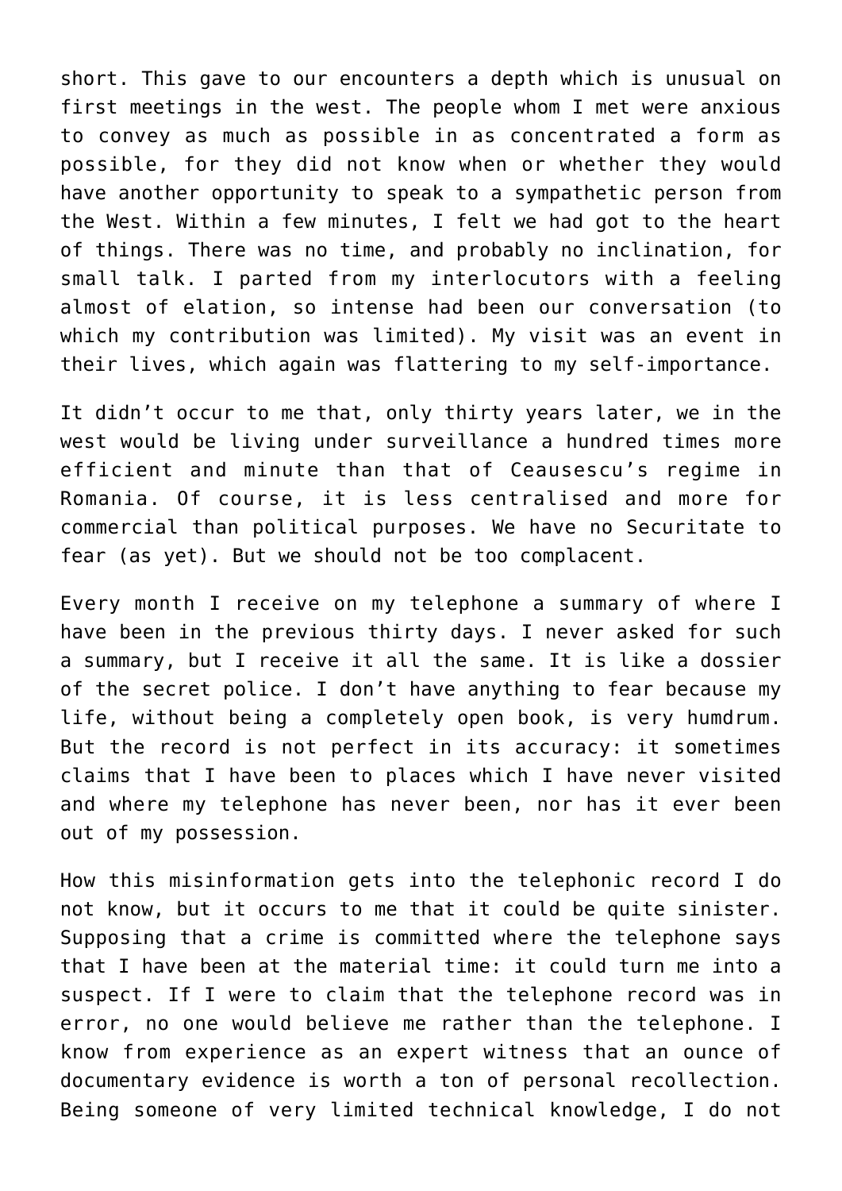short. This gave to our encounters a depth which is unusual on first meetings in the west. The people whom I met were anxious to convey as much as possible in as concentrated a form as possible, for they did not know when or whether they would have another opportunity to speak to a sympathetic person from the West. Within a few minutes, I felt we had got to the heart of things. There was no time, and probably no inclination, for small talk. I parted from my interlocutors with a feeling almost of elation, so intense had been our conversation (to which my contribution was limited). My visit was an event in their lives, which again was flattering to my self-importance.

It didn't occur to me that, only thirty years later, we in the west would be living under surveillance a hundred times more efficient and minute than that of Ceausescu's regime in Romania. Of course, it is less centralised and more for commercial than political purposes. We have no Securitate to fear (as yet). But we should not be too complacent.

Every month I receive on my telephone a summary of where I have been in the previous thirty days. I never asked for such a summary, but I receive it all the same. It is like a dossier of the secret police. I don't have anything to fear because my life, without being a completely open book, is very humdrum. But the record is not perfect in its accuracy: it sometimes claims that I have been to places which I have never visited and where my telephone has never been, nor has it ever been out of my possession.

How this misinformation gets into the telephonic record I do not know, but it occurs to me that it could be quite sinister. Supposing that a crime is committed where the telephone says that I have been at the material time: it could turn me into a suspect. If I were to claim that the telephone record was in error, no one would believe me rather than the telephone. I know from experience as an expert witness that an ounce of documentary evidence is worth a ton of personal recollection. Being someone of very limited technical knowledge, I do not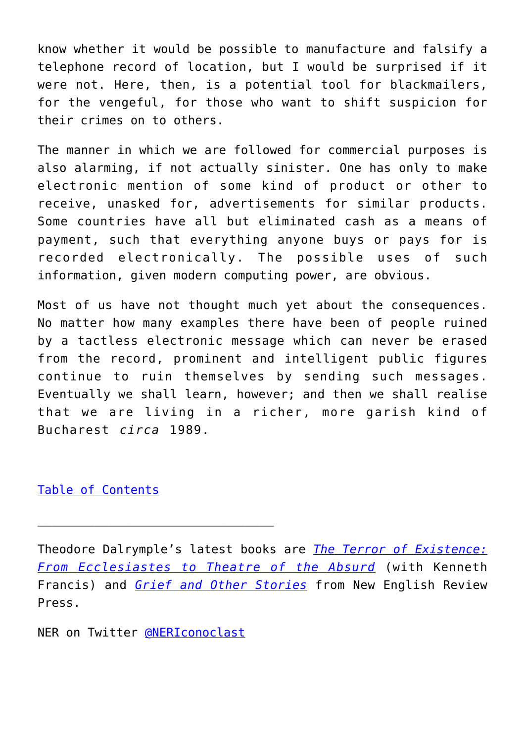know whether it would be possible to manufacture and falsify a telephone record of location, but I would be surprised if it were not. Here, then, is a potential tool for blackmailers, for the vengeful, for those who want to shift suspicion for their crimes on to others.

The manner in which we are followed for commercial purposes is also alarming, if not actually sinister. One has only to make electronic mention of some kind of product or other to receive, unasked for, advertisements for similar products. Some countries have all but eliminated cash as a means of payment, such that everything anyone buys or pays for is recorded electronically. The possible uses of such information, given modern computing power, are obvious.

Most of us have not thought much yet about the consequences. No matter how many examples there have been of people ruined by a tactless electronic message which can never be erased from the record, prominent and intelligent public figures continue to ruin themselves by sending such messages. Eventually we shall learn, however; and then we shall realise that we are living in a richer, more garish kind of Bucharest *circa* 1989.

[Table of Contents]

---

Theodore Dalrymple's latest books are *[The Terror of Existence: From Ecclesiastes to Theatre of the Absurd]* (with Kenneth Francis) and *[Grief and Other Stories]* from New English Review Press.

NER on Twitter [@NERIconoclast]